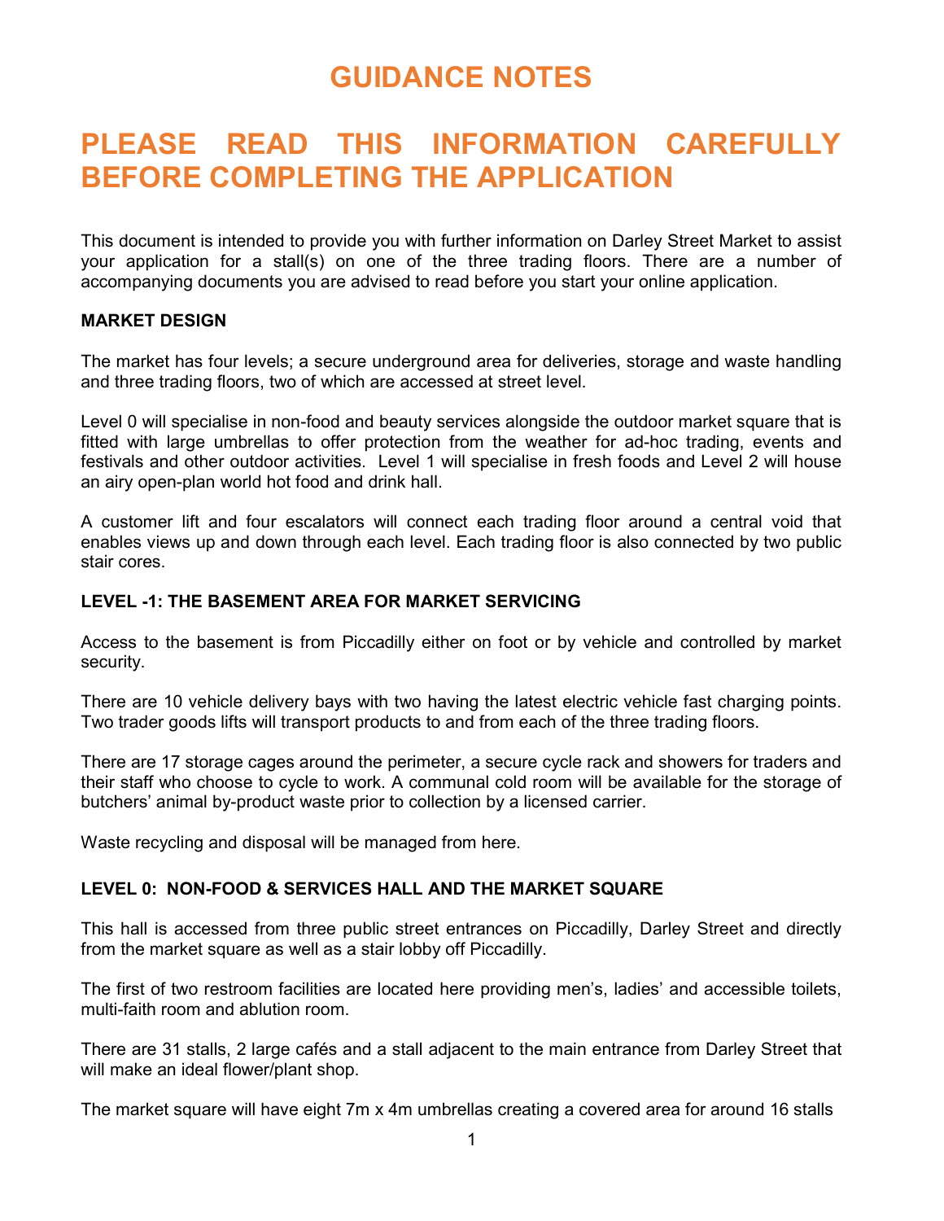# GUIDANCE NOTES

# PLEASE READ THIS INFORMATION CAREFULLY BEFORE COMPLETING THE APPLICATION

This document is intended to provide you with further information on Darley Street Market to assist your application for a stall(s) on one of the three trading floors. There are a number of accompanying documents you are advised to read before you start your online application.

**MARKET DESIGN**

The market has four levels; a secure underground area for deliveries, storage and waste handling and three trading floors, two of which are accessed at street level.

Level 0 will specialise in non-food and beauty services alongside the outdoor market square that is fitted with large umbrellas to offer protection from the weather for ad-hoc trading, events and festivals and other outdoor activities. Level 1 will specialise in fresh foods and Level 2 will house an airy open-plan world hot food and drink hall.

A customer lift and four escalators will connect each trading floor around a central void that enables views up and down through each level. Each trading floor is also connected by two public stair cores.

**LEVEL -1: THE BASEMENT AREA FOR MARKET SERVICING**

Access to the basement is from Piccadilly either on foot or by vehicle and controlled by market security.

There are 10 vehicle delivery bays with two having the latest electric vehicle fast charging points. Two trader goods lifts will transport products to and from each of the three trading floors.

There are 17 storage cages around the perimeter, a secure cycle rack and showers for traders and their staff who choose to cycle to work. A communal cold room will be available for the storage of butchers' animal by-product waste prior to collection by a licensed carrier.

Waste recycling and disposal will be managed from here.

**LEVEL 0: NON-FOOD & SERVICES HALL AND THE MARKET SQUARE**

This hall is accessed from three public street entrances on Piccadilly, Darley Street and directly from the market square as well as a stair lobby off Piccadilly.

The first of two restroom facilities are located here providing men's, ladies' and accessible toilets, multi-faith room and ablution room.

There are 31 stalls, 2 large cafés and a stall adjacent to the main entrance from Darley Street that will make an ideal flower/plant shop.

The market square will have eight 7m x 4m umbrellas creating a covered area for around 16 stalls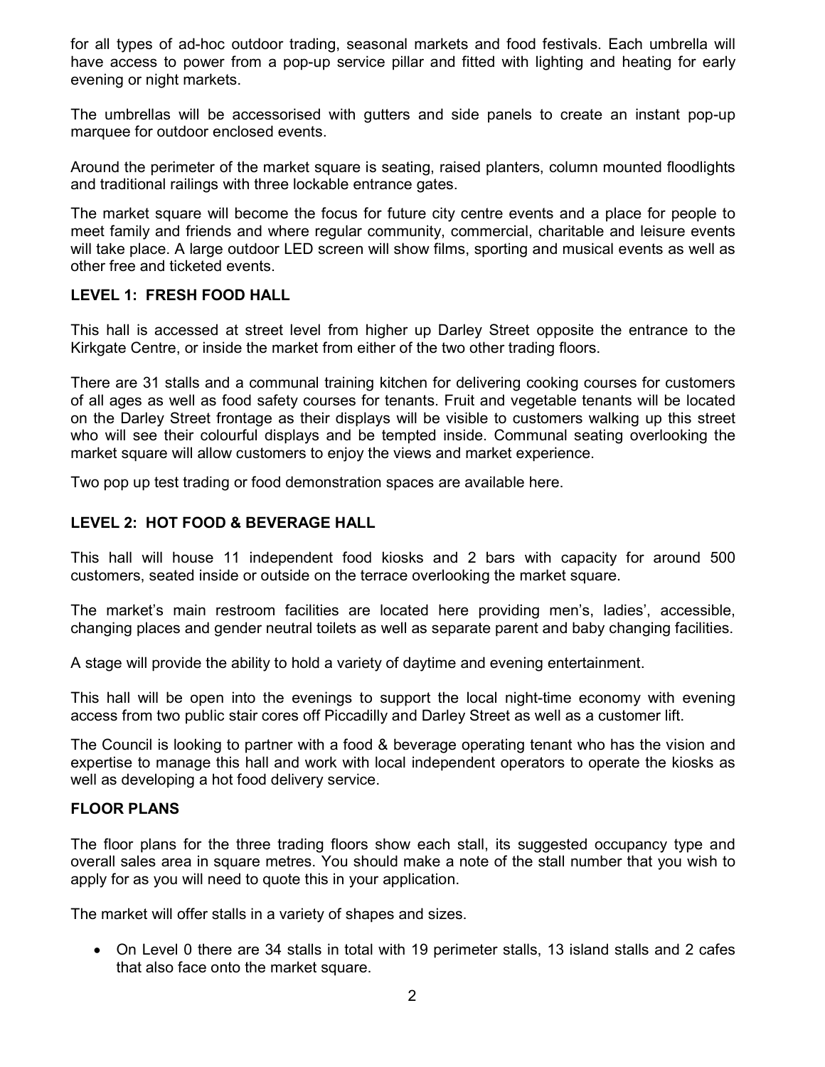for all types of ad-hoc outdoor trading, seasonal markets and food festivals. Each umbrella will have access to power from a pop-up service pillar and fitted with lighting and heating for early evening or night markets.

The umbrellas will be accessorised with gutters and side panels to create an instant pop-up marquee for outdoor enclosed events.

Around the perimeter of the market square is seating, raised planters, column mounted floodlights and traditional railings with three lockable entrance gates.

The market square will become the focus for future city centre events and a place for people to meet family and friends and where regular community, commercial, charitable and leisure events will take place. A large outdoor LED screen will show films, sporting and musical events as well as other free and ticketed events.

**LEVEL 1: FRESH FOOD HALL**

This hall is accessed at street level from higher up Darley Street opposite the entrance to the Kirkgate Centre, or inside the market from either of the two other trading floors.

There are 31 stalls and a communal training kitchen for delivering cooking courses for customers of all ages as well as food safety courses for tenants. Fruit and vegetable tenants will be located on the Darley Street frontage as their displays will be visible to customers walking up this street who will see their colourful displays and be tempted inside. Communal seating overlooking the market square will allow customers to enjoy the views and market experience.

Two pop up test trading or food demonstration spaces are available here.

**LEVEL 2: HOT FOOD & BEVERAGE HALL**

This hall will house 11 independent food kiosks and 2 bars with capacity for around 500 customers, seated inside or outside on the terrace overlooking the market square.

The market's main restroom facilities are located here providing men's, ladies', accessible, changing places and gender neutral toilets as well as separate parent and baby changing facilities.

A stage will provide the ability to hold a variety of daytime and evening entertainment.

This hall will be open into the evenings to support the local night-time economy with evening access from two public stair cores off Piccadilly and Darley Street as well as a customer lift.

The Council is looking to partner with a food & beverage operating tenant who has the vision and expertise to manage this hall and work with local independent operators to operate the kiosks as well as developing a hot food delivery service.

**FLOOR PLANS**

The floor plans for the three trading floors show each stall, its suggested occupancy type and overall sales area in square metres. You should make a note of the stall number that you wish to apply for as you will need to quote this in your application.

The market will offer stalls in a variety of shapes and sizes.

- On Level 0 there are 34 stalls in total with 19 perimeter stalls, 13 island stalls and 2 cafes that also face onto the market square.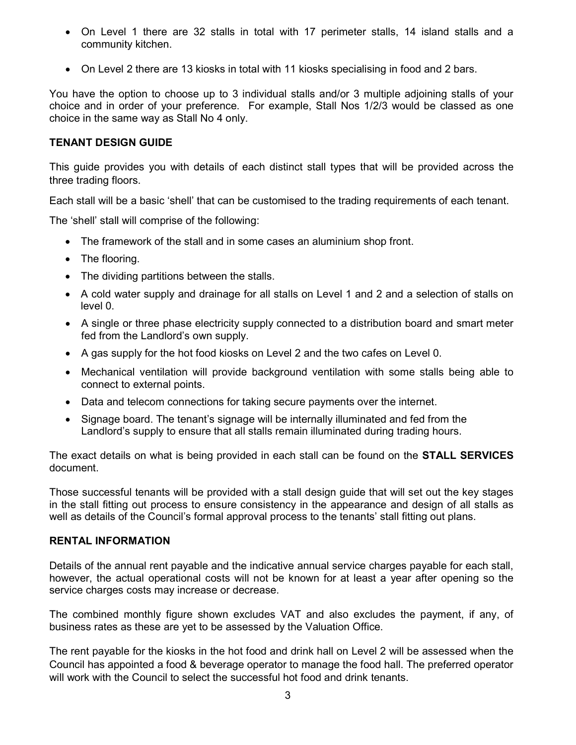- On Level 1 there are 32 stalls in total with 17 perimeter stalls, 14 island stalls and a community kitchen.
- On Level 2 there are 13 kiosks in total with 11 kiosks specialising in food and 2 bars.

You have the option to choose up to 3 individual stalls and/or 3 multiple adjoining stalls of your choice and in order of your preference. For example, Stall Nos 1/2/3 would be classed as one choice in the same way as Stall No 4 only.

## TENANT DESIGN GUIDE

This guide provides you with details of each distinct stall types that will be provided across the three trading floors.

Each stall will be a basic 'shell' that can be customised to the trading requirements of each tenant.

The 'shell' stall will comprise of the following:

- The framework of the stall and in some cases an aluminium shop front.
- The flooring.
- The dividing partitions between the stalls.
- A cold water supply and drainage for all stalls on Level 1 and 2 and a selection of stalls on level 0.
- A single or three phase electricity supply connected to a distribution board and smart meter fed from the Landlord's own supply.
- A gas supply for the hot food kiosks on Level 2 and the two cafes on Level 0.
- Mechanical ventilation will provide background ventilation with some stalls being able to connect to external points.
- Data and telecom connections for taking secure payments over the internet.
- Signage board. The tenant's signage will be internally illuminated and fed from the Landlord's supply to ensure that all stalls remain illuminated during trading hours.

The exact details on what is being provided in each stall can be found on the **STALL SERVICES** document.

Those successful tenants will be provided with a stall design guide that will set out the key stages in the stall fitting out process to ensure consistency in the appearance and design of all stalls as well as details of the Council's formal approval process to the tenants' stall fitting out plans.

## RENTAL INFORMATION

Details of the annual rent payable and the indicative annual service charges payable for each stall, however, the actual operational costs will not be known for at least a year after opening so the service charges costs may increase or decrease.

The combined monthly figure shown excludes VAT and also excludes the payment, if any, of business rates as these are yet to be assessed by the Valuation Office.

The rent payable for the kiosks in the hot food and drink hall on Level 2 will be assessed when the Council has appointed a food & beverage operator to manage the food hall. The preferred operator will work with the Council to select the successful hot food and drink tenants.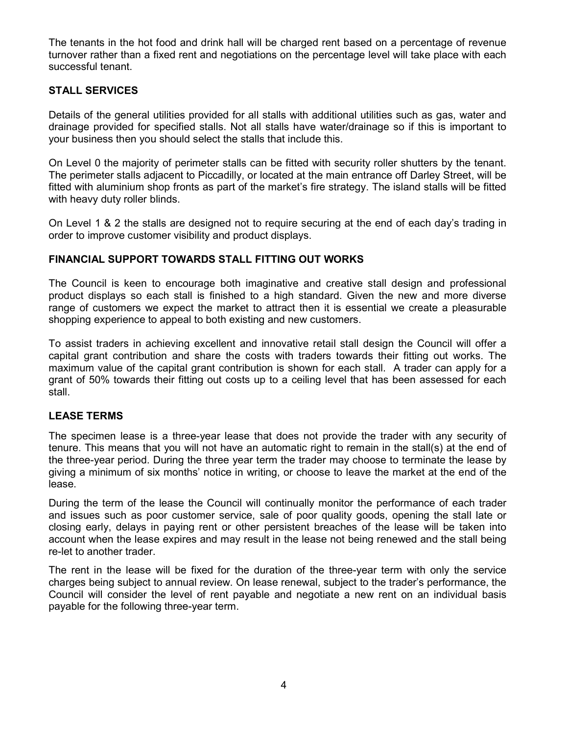The tenants in the hot food and drink hall will be charged rent based on a percentage of revenue turnover rather than a fixed rent and negotiations on the percentage level will take place with each successful tenant.

## STALL SERVICES

Details of the general utilities provided for all stalls with additional utilities such as gas, water and drainage provided for specified stalls. Not all stalls have water/drainage so if this is important to your business then you should select the stalls that include this.

On Level 0 the majority of perimeter stalls can be fitted with security roller shutters by the tenant. The perimeter stalls adjacent to Piccadilly, or located at the main entrance off Darley Street, will be fitted with aluminium shop fronts as part of the market's fire strategy. The island stalls will be fitted with heavy duty roller blinds.

On Level 1 & 2 the stalls are designed not to require securing at the end of each day's trading in order to improve customer visibility and product displays.

## FINANCIAL SUPPORT TOWARDS STALL FITTING OUT WORKS

The Council is keen to encourage both imaginative and creative stall design and professional product displays so each stall is finished to a high standard. Given the new and more diverse range of customers we expect the market to attract then it is essential we create a pleasurable shopping experience to appeal to both existing and new customers.

To assist traders in achieving excellent and innovative retail stall design the Council will offer a capital grant contribution and share the costs with traders towards their fitting out works. The maximum value of the capital grant contribution is shown for each stall. A trader can apply for a grant of 50% towards their fitting out costs up to a ceiling level that has been assessed for each stall.

## LEASE TERMS

The specimen lease is a three-year lease that does not provide the trader with any security of tenure. This means that you will not have an automatic right to remain in the stall(s) at the end of the three-year period. During the three year term the trader may choose to terminate the lease by giving a minimum of six months' notice in writing, or choose to leave the market at the end of the lease.

During the term of the lease the Council will continually monitor the performance of each trader and issues such as poor customer service, sale of poor quality goods, opening the stall late or closing early, delays in paying rent or other persistent breaches of the lease will be taken into account when the lease expires and may result in the lease not being renewed and the stall being re-let to another trader.

The rent in the lease will be fixed for the duration of the three-year term with only the service charges being subject to annual review. On lease renewal, subject to the trader's performance, the Council will consider the level of rent payable and negotiate a new rent on an individual basis payable for the following three-year term.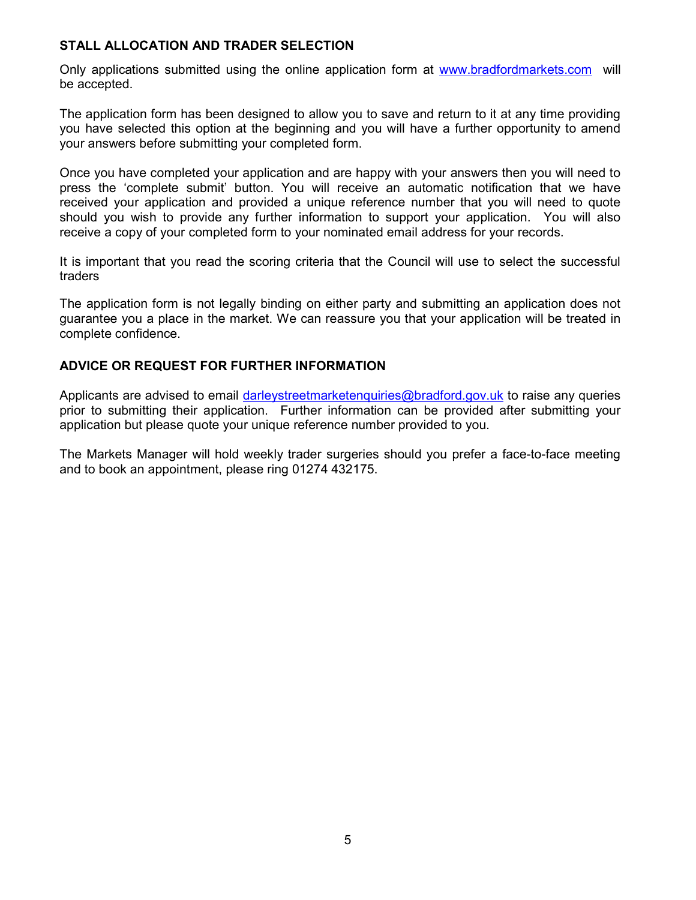## STALL ALLOCATION AND TRADER SELECTION

Only applications submitted using the online application form at www.bradfordmarkets.com will be accepted.

The application form has been designed to allow you to save and return to it at any time providing you have selected this option at the beginning and you will have a further opportunity to amend your answers before submitting your completed form.

Once you have completed your application and are happy with your answers then you will need to press the 'complete submit' button. You will receive an automatic notification that we have received your application and provided a unique reference number that you will need to quote should you wish to provide any further information to support your application. You will also receive a copy of your completed form to your nominated email address for your records.

It is important that you read the scoring criteria that the Council will use to select the successful traders

The application form is not legally binding on either party and submitting an application does not guarantee you a place in the market. We can reassure you that your application will be treated in complete confidence.

## ADVICE OR REQUEST FOR FURTHER INFORMATION

Applicants are advised to email darleystreetmarketenquiries@bradford.gov.uk to raise any queries prior to submitting their application. Further information can be provided after submitting your application but please quote your unique reference number provided to you.

The Markets Manager will hold weekly trader surgeries should you prefer a face-to-face meeting and to book an appointment, please ring 01274 432175.